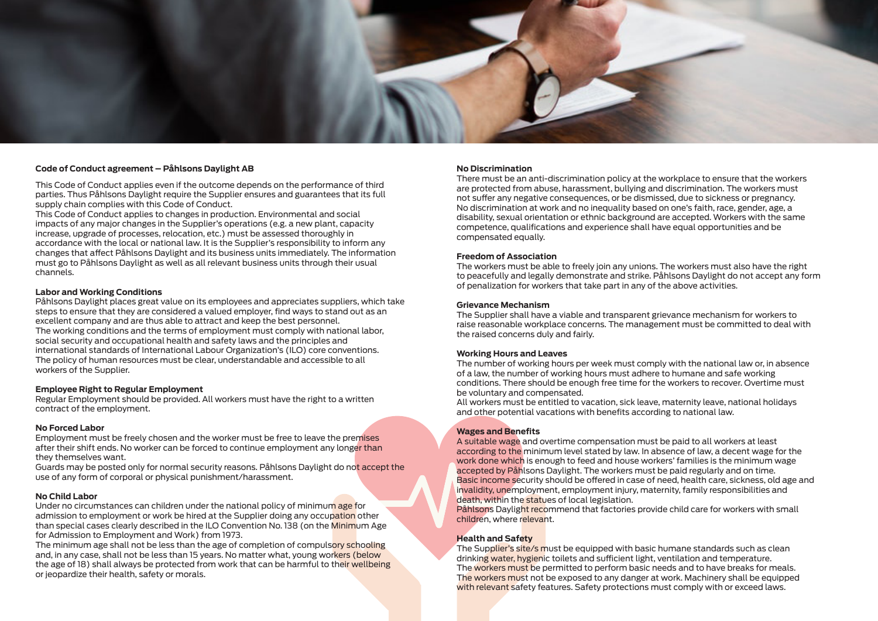# Code of Conduct agreement – Påhlsons Daylight AB

This Code of Conduct applies even if the outcome depends on the performance of third parties. Thus Påhlsons Daylight require the Supplier ensures and guarantees that its full supply chain complies with this Code of Conduct.
This Code of Conduct applies to changes in production. Environmental and social impacts of any major changes in the Supplier's operations (e.g. a new plant, capacity increase, upgrade of processes, relocation, etc.) must be assessed thoroughly in accordance with the local or national law. It is the Supplier's responsibility to inform any changes that affect Påhlsons Daylight and its business units immediately. The information must go to Påhlsons Daylight as well as all relevant business units through their usual channels.

## Labor and Working Conditions

Påhlsons Daylight places great value on its employees and appreciates suppliers, which take steps to ensure that they are considered a valued employer, find ways to stand out as an excellent company and are thus able to attract and keep the best personnel.
The working conditions and the terms of employment must comply with national labor, social security and occupational health and safety laws and the principles and international standards of International Labour Organization's (ILO) core conventions.
The policy of human resources must be clear, understandable and accessible to all workers of the Supplier.

## Employee Right to Regular Employment

Regular Employment should be provided. All workers must have the right to a written contract of the employment.

## No Forced Labor

Employment must be freely chosen and the worker must be free to leave the premises after their shift ends. No worker can be forced to continue employment any longer than they themselves want.
Guards may be posted only for normal security reasons. Påhlsons Daylight do not accept the use of any form of corporal or physical punishment/harassment.

## No Child Labor

Under no circumstances can children under the national policy of minimum age for admission to employment or work be hired at the Supplier doing any occupation other than special cases clearly described in the ILO Convention No. 138 (on the Minimum Age for Admission to Employment and Work) from 1973.
The minimum age shall not be less than the age of completion of compulsory schooling and, in any case, shall not be less than 15 years. No matter what, young workers (below the age of 18) shall always be protected from work that can be harmful to their wellbeing or jeopardize their health, safety or morals.

## No Discrimination

There must be an anti-discrimination policy at the workplace to ensure that the workers are protected from abuse, harassment, bullying and discrimination. The workers must not suffer any negative consequences, or be dismissed, due to sickness or pregnancy. No discrimination at work and no inequality based on one's faith, race, gender, age, a disability, sexual orientation or ethnic background are accepted. Workers with the same competence, qualifications and experience shall have equal opportunities and be compensated equally.

## Freedom of Association

The workers must be able to freely join any unions. The workers must also have the right to peacefully and legally demonstrate and strike. Påhlsons Daylight do not accept any form of penalization for workers that take part in any of the above activities.

## Grievance Mechanism

The Supplier shall have a viable and transparent grievance mechanism for workers to raise reasonable workplace concerns. The management must be committed to deal with the raised concerns duly and fairly.

## Working Hours and Leaves

The number of working hours per week must comply with the national law or, in absence of a law, the number of working hours must adhere to humane and safe working conditions. There should be enough free time for the workers to recover. Overtime must be voluntary and compensated.
All workers must be entitled to vacation, sick leave, maternity leave, national holidays and other potential vacations with benefits according to national law.

## Wages and Benefits

A suitable wage and overtime compensation must be paid to all workers at least according to the minimum level stated by law. In absence of law, a decent wage for the work done which is enough to feed and house workers' families is the minimum wage accepted by Påhlsons Daylight. The workers must be paid regularly and on time.
Basic income security should be offered in case of need, health care, sickness, old age and invalidity, unemployment, employment injury, maternity, family responsibilities and death, within the statues of local legislation.
Påhlsons Daylight recommend that factories provide child care for workers with small children, where relevant.

## Health and Safety

The Supplier's site/s must be equipped with basic humane standards such as clean drinking water, hygienic toilets and sufficient light, ventilation and temperature.
The workers must be permitted to perform basic needs and to have breaks for meals.
The workers must not be exposed to any danger at work. Machinery shall be equipped with relevant safety features. Safety protections must comply with or exceed laws.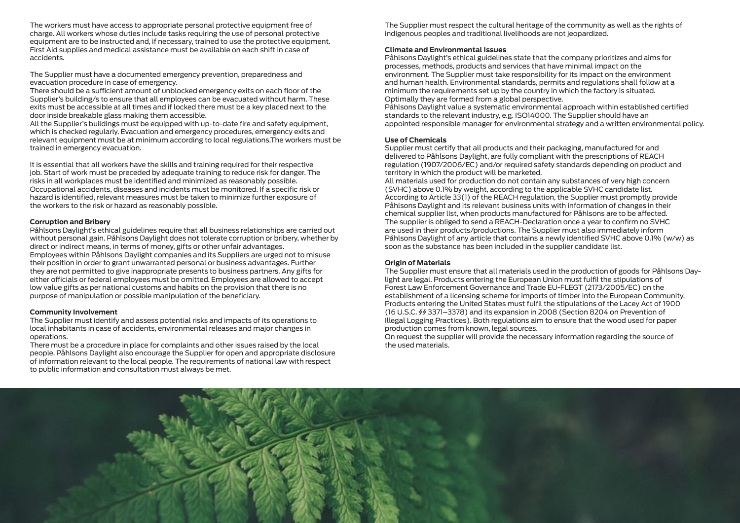The workers must have access to appropriate personal protective equipment free of charge. All workers whose duties include tasks requiring the use of personal protective equipment are to be instructed and, if necessary, trained to use the protective equipment. First Aid supplies and medical assistance must be available on each shift in case of accidents.

The Supplier must have a documented emergency prevention, preparedness and evacuation procedure in case of emergency.
There should be a sufficient amount of unblocked emergency exits on each floor of the Supplier's building/s to ensure that all employees can be evacuated without harm. These exits must be accessible at all times and if locked there must be a key placed next to the door inside breakable glass making them accessible.
All the Supplier's buildings must be equipped with up-to-date fire and safety equipment, which is checked regularly. Evacuation and emergency procedures, emergency exits and relevant equipment must be at minimum according to local regulations.The workers must be trained in emergency evacuation.

It is essential that all workers have the skills and training required for their respective job. Start of work must be preceded by adequate training to reduce risk for danger. The risks in all workplaces must be identified and minimized as reasonably possible. Occupational accidents, diseases and incidents must be monitored. If a specific risk or hazard is identified, relevant measures must be taken to minimize further exposure of the workers to the risk or hazard as reasonably possible.

**Corruption and Bribery**
Påhlsons Daylight's ethical guidelines require that all business relationships are carried out without personal gain. Påhlsons Daylight does not tolerate corruption or bribery, whether by direct or indirect means, in terms of money, gifts or other unfair advantages.
Employees within Påhlsons Daylight companies and its Suppliers are urged not to misuse their position in order to grant unwarranted personal or business advantages. Further they are not permitted to give inappropriate presents to business partners. Any gifts for either officials or federal employees must be omitted. Employees are allowed to accept low value gifts as per national customs and habits on the provision that there is no purpose of manipulation or possible manipulation of the beneficiary.

**Community Involvement**
The Supplier must identify and assess potential risks and impacts of its operations to local inhabitants in case of accidents, environmental releases and major changes in operations.
There must be a procedure in place for complaints and other issues raised by the local people. Påhlsons Daylight also encourage the Supplier for open and appropriate disclosure of information relevant to the local people. The requirements of national law with respect to public information and consultation must always be met.

The Supplier must respect the cultural heritage of the community as well as the rights of indigenous peoples and traditional livelihoods are not jeopardized.

**Climate and Environmental Issues**
Påhlsons Daylight's ethical guidelines state that the company prioritizes and aims for processes, methods, products and services that have minimal impact on the environment. The Supplier must take responsibility for its impact on the environment and human health. Environmental standards, permits and regulations shall follow at a minimum the requirements set up by the country in which the factory is situated. Optimally they are formed from a global perspective.
Påhlsons Daylight value a systematic environmental approach within established certified standards to the relevant industry, e.g. ISO14000. The Supplier should have an appointed responsible manager for environmental strategy and a written environmental policy.

**Use of Chemicals**
Supplier must certify that all products and their packaging, manufactured for and delivered to Påhlsons Daylight, are fully compliant with the prescriptions of REACH regulation (1907/2006/EC) and/or required safety standards depending on product and territory in which the product will be marketed.
All materials used for production do not contain any substances of very high concern (SVHC) above 0.1% by weight, according to the applicable SVHC candidate list.
According to Article 33(1) of the REACH regulation, the Supplier must promptly provide Påhlsons Daylight and its relevant business units with information of changes in their chemical supplier list, when products manufactured for Påhlsons are to be affected.
The supplier is obliged to send a REACH-Declaration once a year to confirm no SVHC are used in their products/productions. The Supplier must also immediately inform Påhlsons Daylight of any article that contains a newly identified SVHC above 0.1% (w/w) as soon as the substance has been included in the supplier candidate list.

**Origin of Materials**
The Supplier must ensure that all materials used in the production of goods for Påhlsons Daylight are legal. Products entering the European Union must fulfil the stipulations of Forest Law Enforcement Governance and Trade EU-FLEGT (2173/2005/EC) on the establishment of a licensing scheme for imports of timber into the European Community. Products entering the United States must fulfil the stipulations of the Lacey Act of 1900 (16 U.S.C. §§ 3371–3378) and its expansion in 2008 (Section 8204 on Prevention of Illegal Logging Practices). Both regulations aim to ensure that the wood used for paper production comes from known, legal sources.
On request the supplier will provide the necessary information regarding the source of the used materials.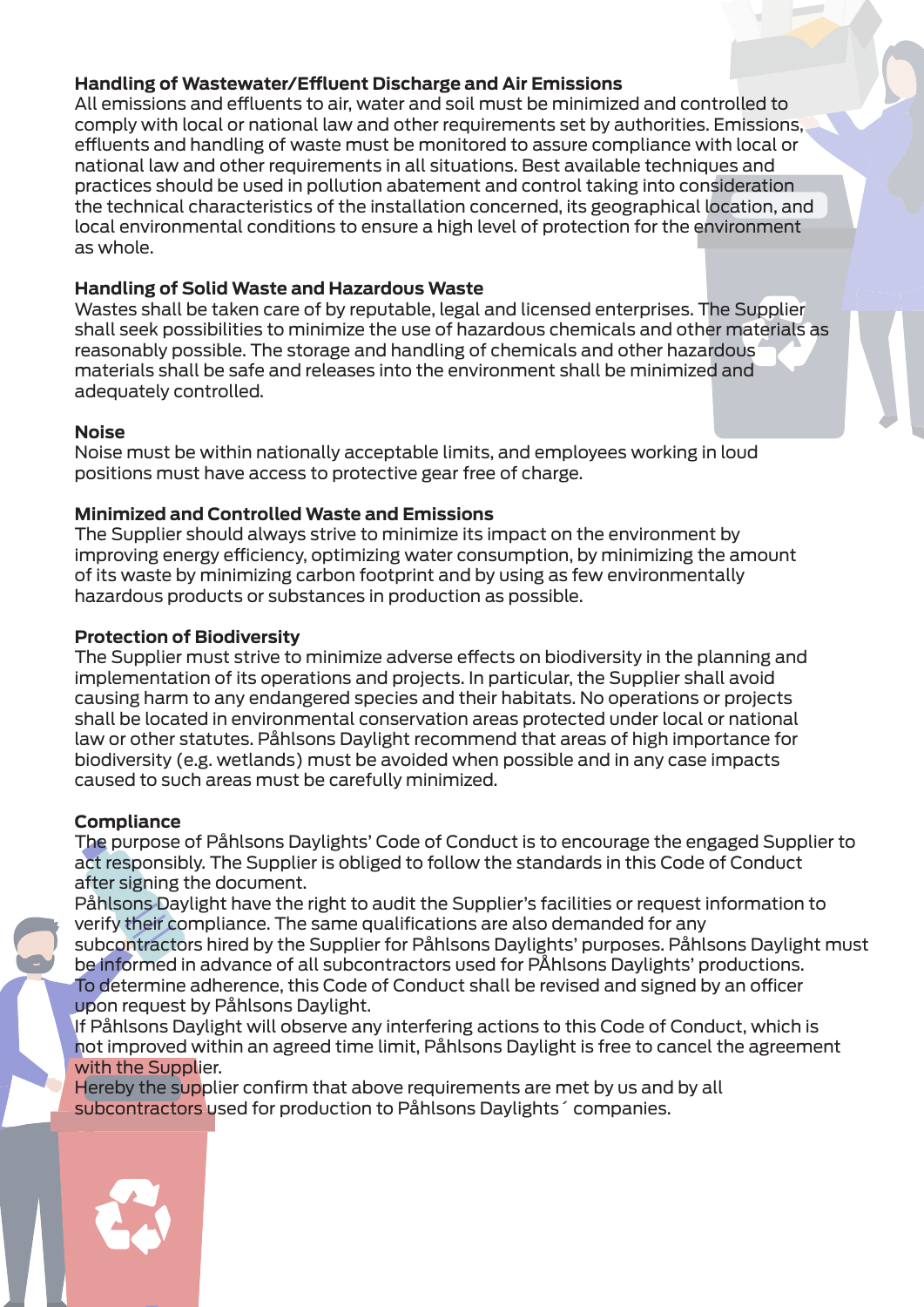### Handling of Wastewater/Effluent Discharge and Air Emissions

All emissions and effluents to air, water and soil must be minimized and controlled to comply with local or national law and other requirements set by authorities. Emissions, effluents and handling of waste must be monitored to assure compliance with local or national law and other requirements in all situations. Best available techniques and practices should be used in pollution abatement and control taking into consideration the technical characteristics of the installation concerned, its geographical location, and local environmental conditions to ensure a high level of protection for the environment as whole.

### Handling of Solid Waste and Hazardous Waste

Wastes shall be taken care of by reputable, legal and licensed enterprises. The Supplier shall seek possibilities to minimize the use of hazardous chemicals and other materials as reasonably possible. The storage and handling of chemicals and other hazardous materials shall be safe and releases into the environment shall be minimized and adequately controlled.

### Noise

Noise must be within nationally acceptable limits, and employees working in loud positions must have access to protective gear free of charge.

### Minimized and Controlled Waste and Emissions

The Supplier should always strive to minimize its impact on the environment by improving energy efficiency, optimizing water consumption, by minimizing the amount of its waste by minimizing carbon footprint and by using as few environmentally hazardous products or substances in production as possible.

### Protection of Biodiversity

The Supplier must strive to minimize adverse effects on biodiversity in the planning and implementation of its operations and projects. In particular, the Supplier shall avoid causing harm to any endangered species and their habitats. No operations or projects shall be located in environmental conservation areas protected under local or national law or other statutes. Påhlsons Daylight recommend that areas of high importance for biodiversity (e.g. wetlands) must be avoided when possible and in any case impacts caused to such areas must be carefully minimized.

### Compliance

The purpose of Påhlsons Daylights' Code of Conduct is to encourage the engaged Supplier to act responsibly. The Supplier is obliged to follow the standards in this Code of Conduct after signing the document.
Påhlsons Daylight have the right to audit the Supplier's facilities or request information to verify their compliance. The same qualifications are also demanded for any subcontractors hired by the Supplier for Påhlsons Daylights' purposes. Påhlsons Daylight must be informed in advance of all subcontractors used for PÅhlsons Daylights' productions.
To determine adherence, this Code of Conduct shall be revised and signed by an officer upon request by Påhlsons Daylight.
If Påhlsons Daylight will observe any interfering actions to this Code of Conduct, which is not improved within an agreed time limit, Påhlsons Daylight is free to cancel the agreement with the Supplier.
Hereby the supplier confirm that above requirements are met by us and by all subcontractors used for production to Påhlsons Daylights´ companies.